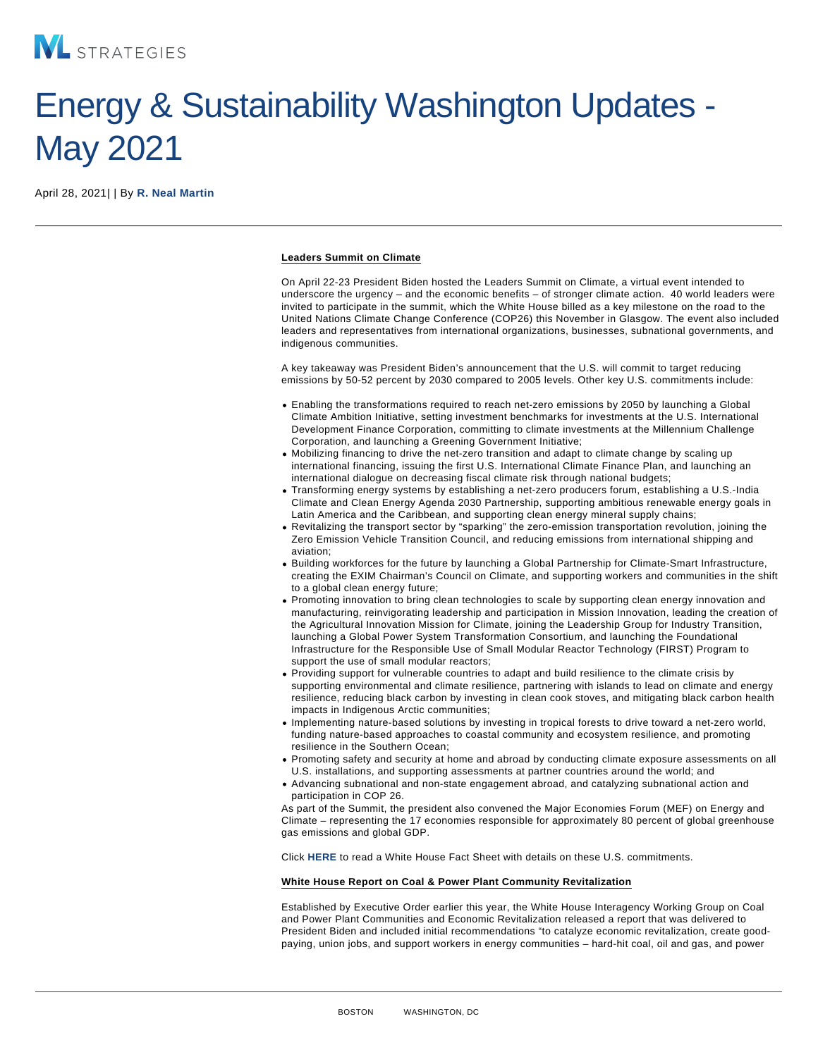# Energy & Sustainability Washington Updates - May 2021

April 28, 2021| | By **R. Neal Martin**

---

**Leaders Summit on Climate**

On April 22-23 President Biden hosted the Leaders Summit on Climate, a virtual event intended to underscore the urgency – and the economic benefits – of stronger climate action. 40 world leaders were invited to participate in the summit, which the White House billed as a key milestone on the road to the United Nations Climate Change Conference (COP26) this November in Glasgow. The event also included leaders and representatives from international organizations, businesses, subnational governments, and indigenous communities.

A key takeaway was President Biden's announcement that the U.S. will commit to target reducing emissions by 50-52 percent by 2030 compared to 2005 levels. Other key U.S. commitments include:

- Enabling the transformations required to reach net-zero emissions by 2050 by launching a Global Climate Ambition Initiative, setting investment benchmarks for investments at the U.S. International Development Finance Corporation, committing to climate investments at the Millennium Challenge Corporation, and launching a Greening Government Initiative;
- Mobilizing financing to drive the net-zero transition and adapt to climate change by scaling up international financing, issuing the first U.S. International Climate Finance Plan, and launching an international dialogue on decreasing fiscal climate risk through national budgets;
- Transforming energy systems by establishing a net-zero producers forum, establishing a U.S.-India Climate and Clean Energy Agenda 2030 Partnership, supporting ambitious renewable energy goals in Latin America and the Caribbean, and supporting clean energy mineral supply chains;
- Revitalizing the transport sector by "sparking" the zero-emission transportation revolution, joining the Zero Emission Vehicle Transition Council, and reducing emissions from international shipping and aviation;
- Building workforces for the future by launching a Global Partnership for Climate-Smart Infrastructure, creating the EXIM Chairman's Council on Climate, and supporting workers and communities in the shift to a global clean energy future;
- Promoting innovation to bring clean technologies to scale by supporting clean energy innovation and manufacturing, reinvigorating leadership and participation in Mission Innovation, leading the creation of the Agricultural Innovation Mission for Climate, joining the Leadership Group for Industry Transition, launching a Global Power System Transformation Consortium, and launching the Foundational Infrastructure for the Responsible Use of Small Modular Reactor Technology (FIRST) Program to support the use of small modular reactors;
- Providing support for vulnerable countries to adapt and build resilience to the climate crisis by supporting environmental and climate resilience, partnering with islands to lead on climate and energy resilience, reducing black carbon by investing in clean cook stoves, and mitigating black carbon health impacts in Indigenous Arctic communities;
- Implementing nature-based solutions by investing in tropical forests to drive toward a net-zero world, funding nature-based approaches to coastal community and ecosystem resilience, and promoting resilience in the Southern Ocean;
- Promoting safety and security at home and abroad by conducting climate exposure assessments on all U.S. installations, and supporting assessments at partner countries around the world; and
- Advancing subnational and non-state engagement abroad, and catalyzing subnational action and participation in COP 26.

As part of the Summit, the president also convened the Major Economies Forum (MEF) on Energy and Climate – representing the 17 economies responsible for approximately 80 percent of global greenhouse gas emissions and global GDP.

Click **HERE** to read a White House Fact Sheet with details on these U.S. commitments.

**White House Report on Coal & Power Plant Community Revitalization**

Established by Executive Order earlier this year, the White House Interagency Working Group on Coal and Power Plant Communities and Economic Revitalization released a report that was delivered to President Biden and included initial recommendations "to catalyze economic revitalization, create good-paying, union jobs, and support workers in energy communities – hard-hit coal, oil and gas, and power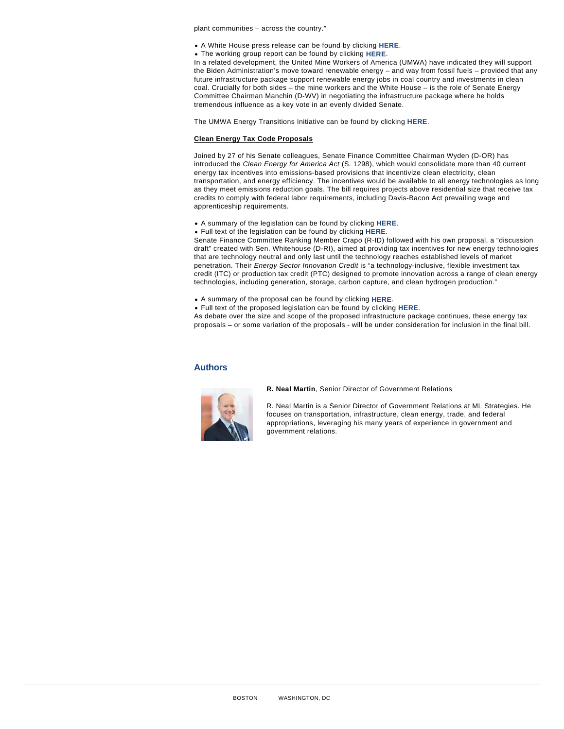plant communities – across the country."

- A White House press release can be found by clicking **HERE**.
- The working group report can be found by clicking **HERE**.

In a related development, the United Mine Workers of America (UMWA) have indicated they will support the Biden Administration's move toward renewable energy – and way from fossil fuels – provided that any future infrastructure package support renewable energy jobs in coal country and investments in clean coal. Crucially for both sides – the mine workers and the White House – is the role of Senate Energy Committee Chairman Manchin (D-WV) in negotiating the infrastructure package where he holds tremendous influence as a key vote in an evenly divided Senate.

The UMWA Energy Transitions Initiative can be found by clicking **HERE**.

**Clean Energy Tax Code Proposals**

Joined by 27 of his Senate colleagues, Senate Finance Committee Chairman Wyden (D-OR) has introduced the *Clean Energy for America Act* (S. 1298), which would consolidate more than 40 current energy tax incentives into emissions-based provisions that incentivize clean electricity, clean transportation, and energy efficiency. The incentives would be available to all energy technologies as long as they meet emissions reduction goals. The bill requires projects above residential size that receive tax credits to comply with federal labor requirements, including Davis-Bacon Act prevailing wage and apprenticeship requirements.

- A summary of the legislation can be found by clicking **HERE**.
- Full text of the legislation can be found by clicking **HERE**.

Senate Finance Committee Ranking Member Crapo (R-ID) followed with his own proposal, a "discussion draft" created with Sen. Whitehouse (D-RI), aimed at providing tax incentives for new energy technologies that are technology neutral and only last until the technology reaches established levels of market penetration. Their *Energy Sector Innovation Credit* is "a technology-inclusive, flexible investment tax credit (ITC) or production tax credit (PTC) designed to promote innovation across a range of clean energy technologies, including generation, storage, carbon capture, and clean hydrogen production."

- A summary of the proposal can be found by clicking **HERE**.
- Full text of the proposed legislation can be found by clicking **HERE**.

As debate over the size and scope of the proposed infrastructure package continues, these energy tax proposals – or some variation of the proposals - will be under consideration for inclusion in the final bill.

## Authors

**R. Neal Martin**, Senior Director of Government Relations

R. Neal Martin is a Senior Director of Government Relations at ML Strategies. He focuses on transportation, infrastructure, clean energy, trade, and federal appropriations, leveraging his many years of experience in government and government relations.